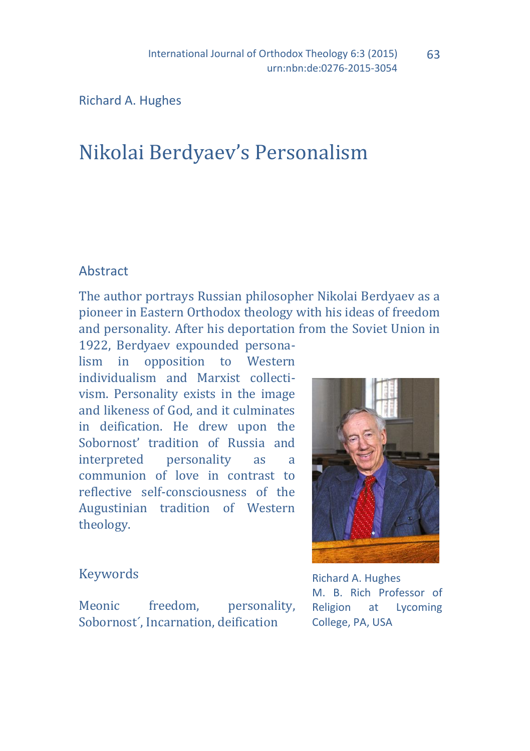Richard A. Hughes

# Nikolai Berdyaev's Personalism

## Abstract

The author portrays Russian philosopher Nikolai Berdyaev as a pioneer in Eastern Orthodox theology with his ideas of freedom and personality. After his deportation from the Soviet Union in 1922, Berdyaev expounded personalism in opposition to Western individualism and Marxist collectivism. Personality exists in the image and likeness of God, and it culminates in deification. He drew upon the Sobornost' tradition of Russia and interpreted personality as a communion of love in contrast to reflective self-consciousness of the Augustinian tradition of Western theology.

## Keywords

Meonic freedom, personality, Sobornost´, Incarnation, deification

Richard A. Hughes
M. B. Rich Professor of Religion at Lycoming College, PA, USA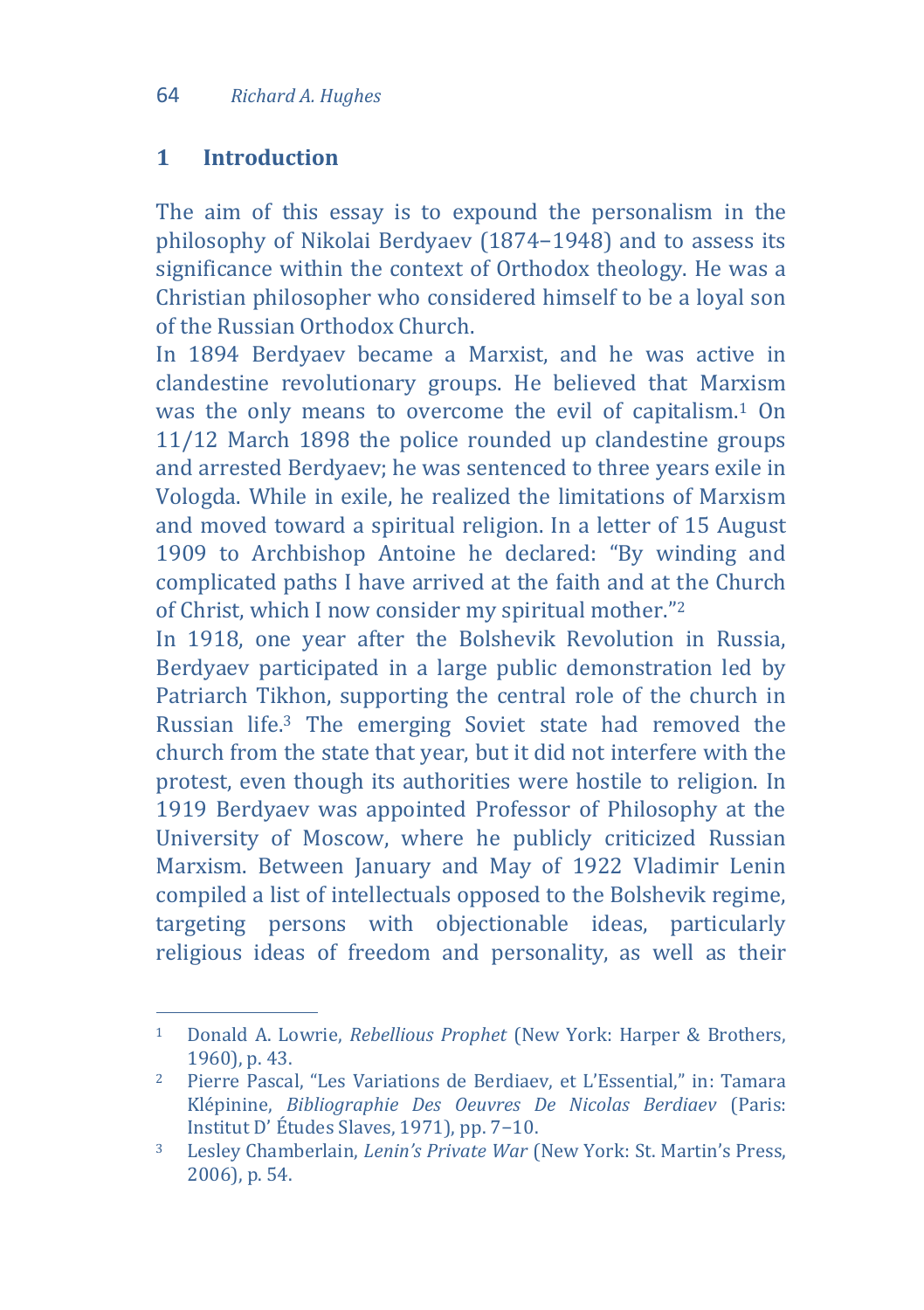## 1 Introduction

The aim of this essay is to expound the personalism in the philosophy of Nikolai Berdyaev (1874–1948) and to assess its significance within the context of Orthodox theology. He was a Christian philosopher who considered himself to be a loyal son of the Russian Orthodox Church.

In 1894 Berdyaev became a Marxist, and he was active in clandestine revolutionary groups. He believed that Marxism was the only means to overcome the evil of capitalism.[1] On 11/12 March 1898 the police rounded up clandestine groups and arrested Berdyaev; he was sentenced to three years exile in Vologda. While in exile, he realized the limitations of Marxism and moved toward a spiritual religion. In a letter of 15 August 1909 to Archbishop Antoine he declared: "By winding and complicated paths I have arrived at the faith and at the Church of Christ, which I now consider my spiritual mother."[2]

In 1918, one year after the Bolshevik Revolution in Russia, Berdyaev participated in a large public demonstration led by Patriarch Tikhon, supporting the central role of the church in Russian life.[3] The emerging Soviet state had removed the church from the state that year, but it did not interfere with the protest, even though its authorities were hostile to religion. In 1919 Berdyaev was appointed Professor of Philosophy at the University of Moscow, where he publicly criticized Russian Marxism. Between January and May of 1922 Vladimir Lenin compiled a list of intellectuals opposed to the Bolshevik regime, targeting persons with objectionable ideas, particularly religious ideas of freedom and personality, as well as their

---

[1] Donald A. Lowrie, *Rebellious Prophet* (New York: Harper & Brothers, 1960), p. 43.

[2] Pierre Pascal, "Les Variations de Berdiaev, et L'Essential," in: Tamara Klépinine, *Bibliographie Des Oeuvres De Nicolas Berdiaev* (Paris: Institut D' Études Slaves, 1971), pp. 7–10.

[3] Lesley Chamberlain, *Lenin's Private War* (New York: St. Martin's Press, 2006), p. 54.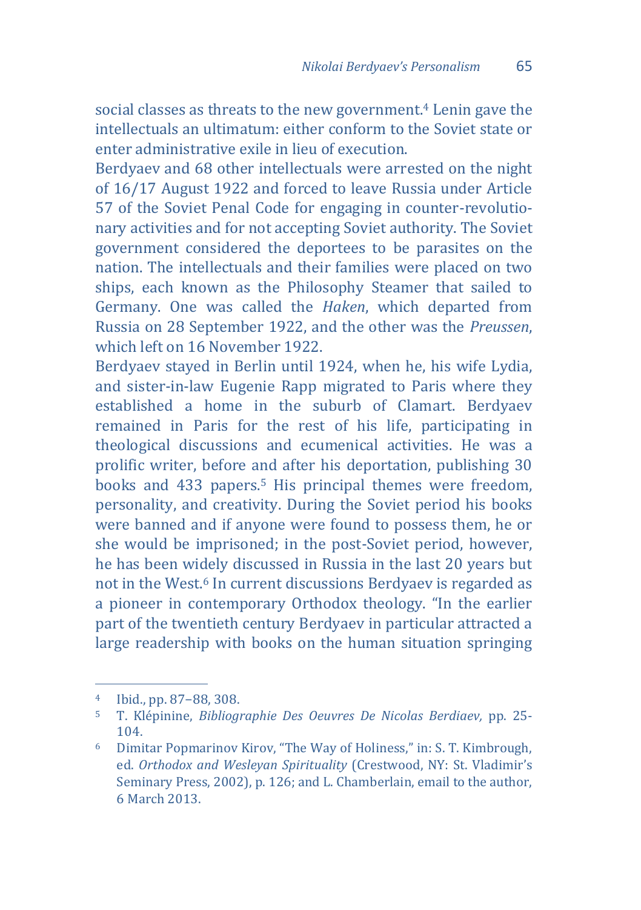social classes as threats to the new government.[4] Lenin gave the intellectuals an ultimatum: either conform to the Soviet state or enter administrative exile in lieu of execution.

Berdyaev and 68 other intellectuals were arrested on the night of 16/17 August 1922 and forced to leave Russia under Article 57 of the Soviet Penal Code for engaging in counter-revolutionary activities and for not accepting Soviet authority. The Soviet government considered the deportees to be parasites on the nation. The intellectuals and their families were placed on two ships, each known as the Philosophy Steamer that sailed to Germany. One was called the *Haken*, which departed from Russia on 28 September 1922, and the other was the *Preussen*, which left on 16 November 1922.

Berdyaev stayed in Berlin until 1924, when he, his wife Lydia, and sister-in-law Eugenie Rapp migrated to Paris where they established a home in the suburb of Clamart. Berdyaev remained in Paris for the rest of his life, participating in theological discussions and ecumenical activities. He was a prolific writer, before and after his deportation, publishing 30 books and 433 papers.[5] His principal themes were freedom, personality, and creativity. During the Soviet period his books were banned and if anyone were found to possess them, he or she would be imprisoned; in the post-Soviet period, however, he has been widely discussed in Russia in the last 20 years but not in the West.[6] In current discussions Berdyaev is regarded as a pioneer in contemporary Orthodox theology. "In the earlier part of the twentieth century Berdyaev in particular attracted a large readership with books on the human situation springing

---

4 Ibid., pp. 87–88, 308.

5 T. Klépinine, *Bibliographie Des Oeuvres De Nicolas Berdiaev,* pp. 25-104.

6 Dimitar Popmarinov Kirov, "The Way of Holiness," in: S. T. Kimbrough, ed. *Orthodox and Wesleyan Spirituality* (Crestwood, NY: St. Vladimir's Seminary Press, 2002), p. 126; and L. Chamberlain, email to the author, 6 March 2013.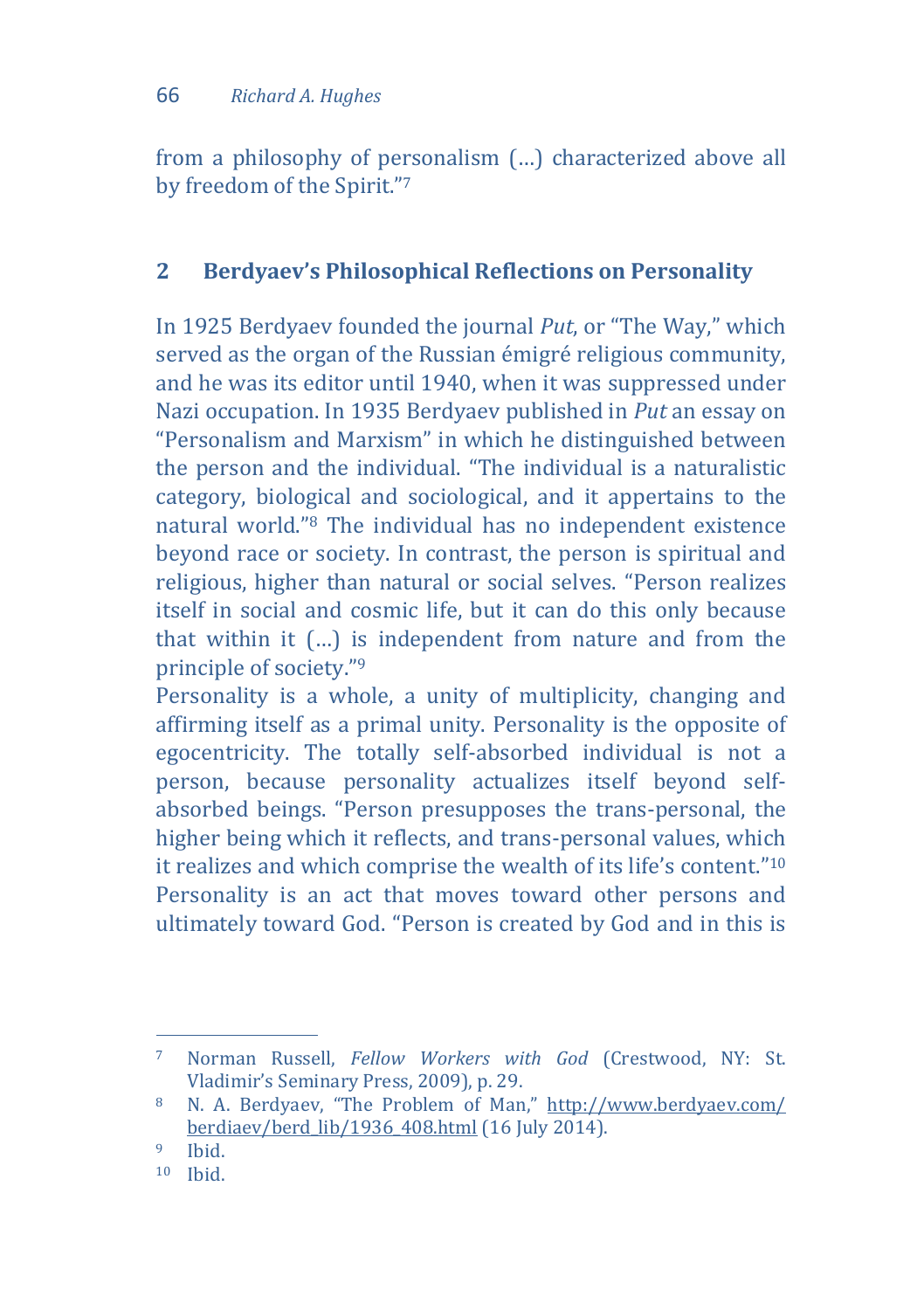from a philosophy of personalism (…) characterized above all by freedom of the Spirit."[7]

## 2 Berdyaev's Philosophical Reflections on Personality

In 1925 Berdyaev founded the journal *Put*, or "The Way," which served as the organ of the Russian émigré religious community, and he was its editor until 1940, when it was suppressed under Nazi occupation. In 1935 Berdyaev published in *Put* an essay on "Personalism and Marxism" in which he distinguished between the person and the individual. "The individual is a naturalistic category, biological and sociological, and it appertains to the natural world."[8] The individual has no independent existence beyond race or society. In contrast, the person is spiritual and religious, higher than natural or social selves. "Person realizes itself in social and cosmic life, but it can do this only because that within it (…) is independent from nature and from the principle of society."[9]

Personality is a whole, a unity of multiplicity, changing and affirming itself as a primal unity. Personality is the opposite of egocentricity. The totally self-absorbed individual is not a person, because personality actualizes itself beyond self-absorbed beings. "Person presupposes the trans-personal, the higher being which it reflects, and trans-personal values, which it realizes and which comprise the wealth of its life's content."[10] Personality is an act that moves toward other persons and ultimately toward God. "Person is created by God and in this is

---

[7] Norman Russell, *Fellow Workers with God* (Crestwood, NY: St. Vladimir's Seminary Press, 2009), p. 29.

[8] N. A. Berdyaev, "The Problem of Man," http://www.berdyaev.com/berdiaev/berd_lib/1936_408.html (16 July 2014).

[9] Ibid.

[10] Ibid.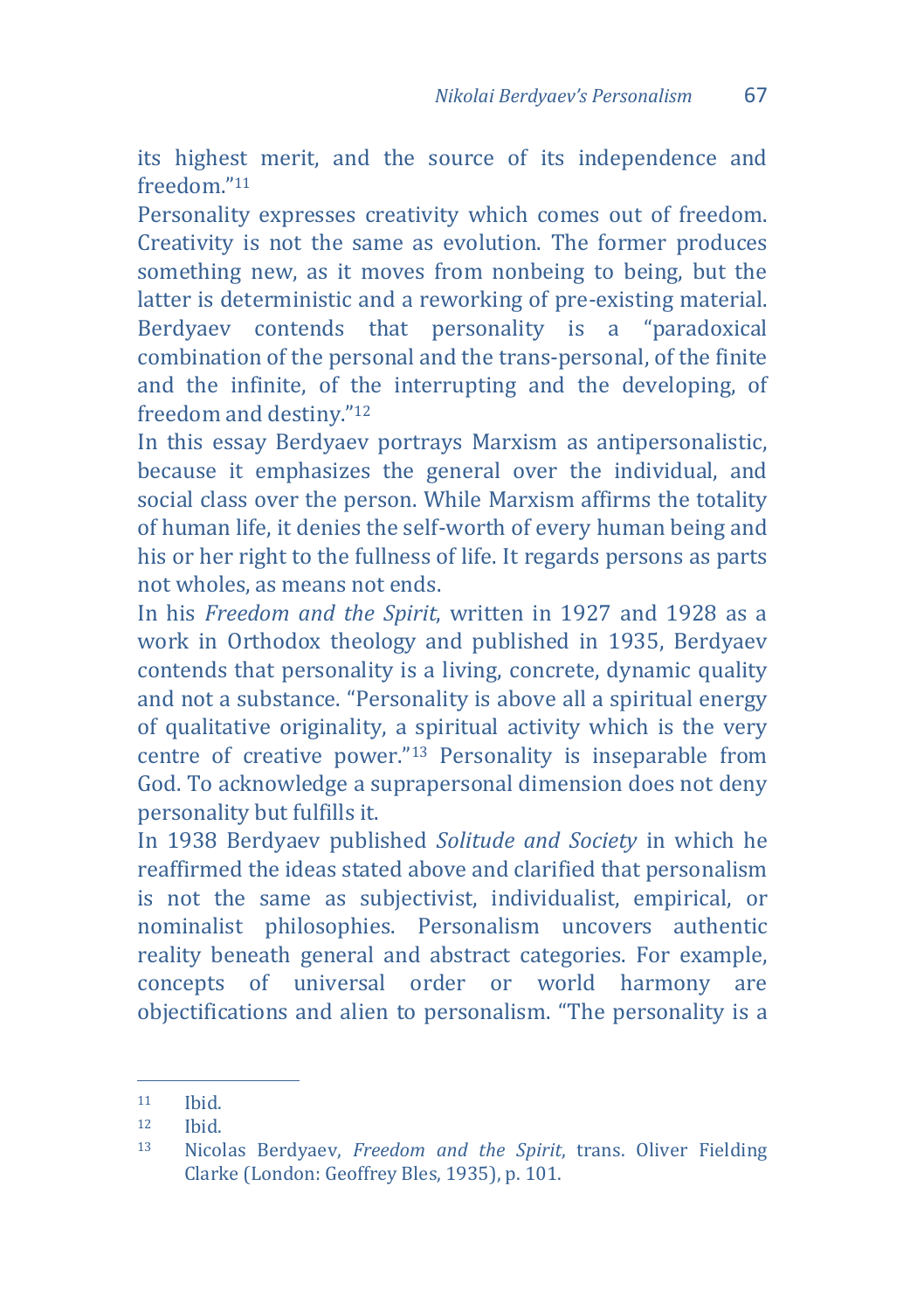its highest merit, and the source of its independence and freedom."[11]

Personality expresses creativity which comes out of freedom. Creativity is not the same as evolution. The former produces something new, as it moves from nonbeing to being, but the latter is deterministic and a reworking of pre-existing material. Berdyaev contends that personality is a "paradoxical combination of the personal and the trans-personal, of the finite and the infinite, of the interrupting and the developing, of freedom and destiny."[12]

In this essay Berdyaev portrays Marxism as antipersonalistic, because it emphasizes the general over the individual, and social class over the person. While Marxism affirms the totality of human life, it denies the self-worth of every human being and his or her right to the fullness of life. It regards persons as parts not wholes, as means not ends.

In his *Freedom and the Spirit*, written in 1927 and 1928 as a work in Orthodox theology and published in 1935, Berdyaev contends that personality is a living, concrete, dynamic quality and not a substance. "Personality is above all a spiritual energy of qualitative originality, a spiritual activity which is the very centre of creative power."[13] Personality is inseparable from God. To acknowledge a suprapersonal dimension does not deny personality but fulfills it.

In 1938 Berdyaev published *Solitude and Society* in which he reaffirmed the ideas stated above and clarified that personalism is not the same as subjectivist, individualist, empirical, or nominalist philosophies. Personalism uncovers authentic reality beneath general and abstract categories. For example, concepts of universal order or world harmony are objectifications and alien to personalism. "The personality is a

---

[11] Ibid.

[12] Ibid.

[13] Nicolas Berdyaev, *Freedom and the Spirit*, trans. Oliver Fielding Clarke (London: Geoffrey Bles, 1935), p. 101.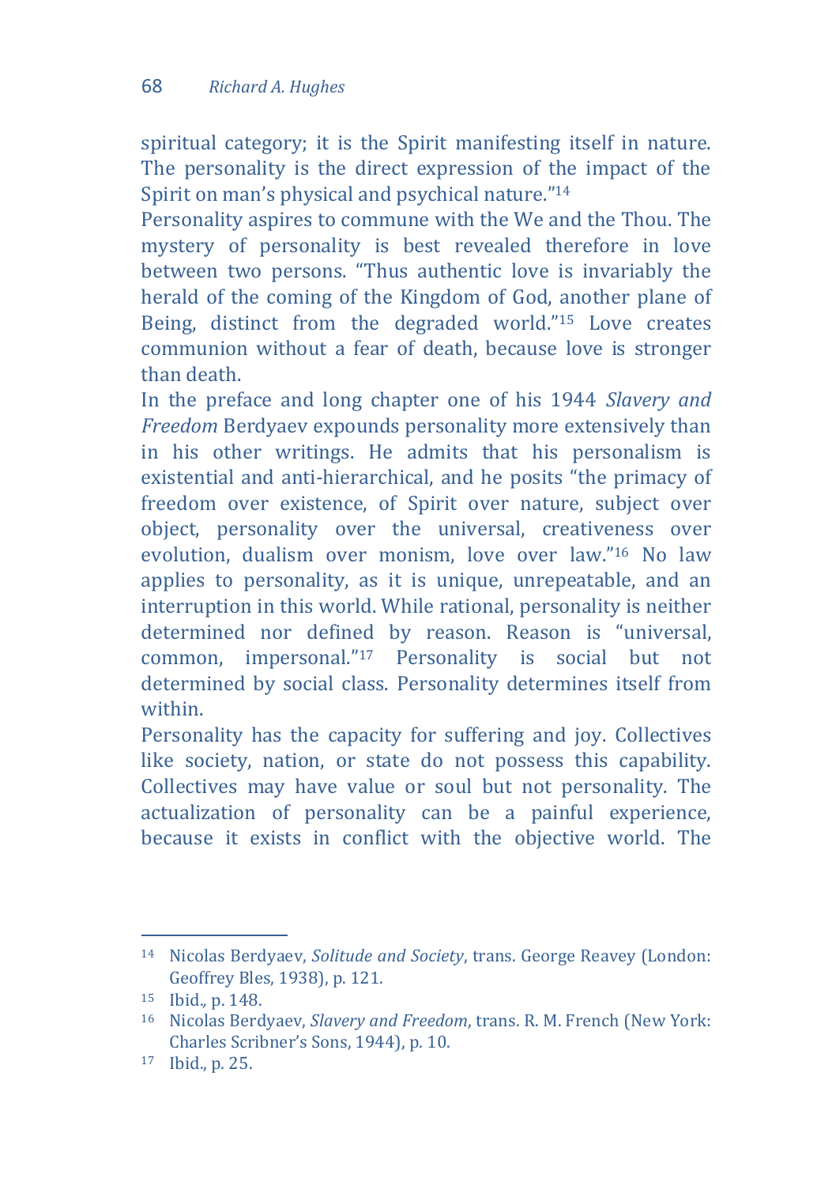spiritual category; it is the Spirit manifesting itself in nature. The personality is the direct expression of the impact of the Spirit on man's physical and psychical nature."[14]

Personality aspires to commune with the We and the Thou. The mystery of personality is best revealed therefore in love between two persons. "Thus authentic love is invariably the herald of the coming of the Kingdom of God, another plane of Being, distinct from the degraded world."[15] Love creates communion without a fear of death, because love is stronger than death.

In the preface and long chapter one of his 1944 *Slavery and Freedom* Berdyaev expounds personality more extensively than in his other writings. He admits that his personalism is existential and anti-hierarchical, and he posits "the primacy of freedom over existence, of Spirit over nature, subject over object, personality over the universal, creativeness over evolution, dualism over monism, love over law."[16] No law applies to personality, as it is unique, unrepeatable, and an interruption in this world. While rational, personality is neither determined nor defined by reason. Reason is "universal, common, impersonal."[17] Personality is social but not determined by social class. Personality determines itself from within.

Personality has the capacity for suffering and joy. Collectives like society, nation, or state do not possess this capability. Collectives may have value or soul but not personality. The actualization of personality can be a painful experience, because it exists in conflict with the objective world. The

---

[14] Nicolas Berdyaev, *Solitude and Society*, trans. George Reavey (London: Geoffrey Bles, 1938), p. 121.

[15] Ibid., p. 148.

[16] Nicolas Berdyaev, *Slavery and Freedom*, trans. R. M. French (New York: Charles Scribner's Sons, 1944), p. 10.

[17] Ibid., p. 25.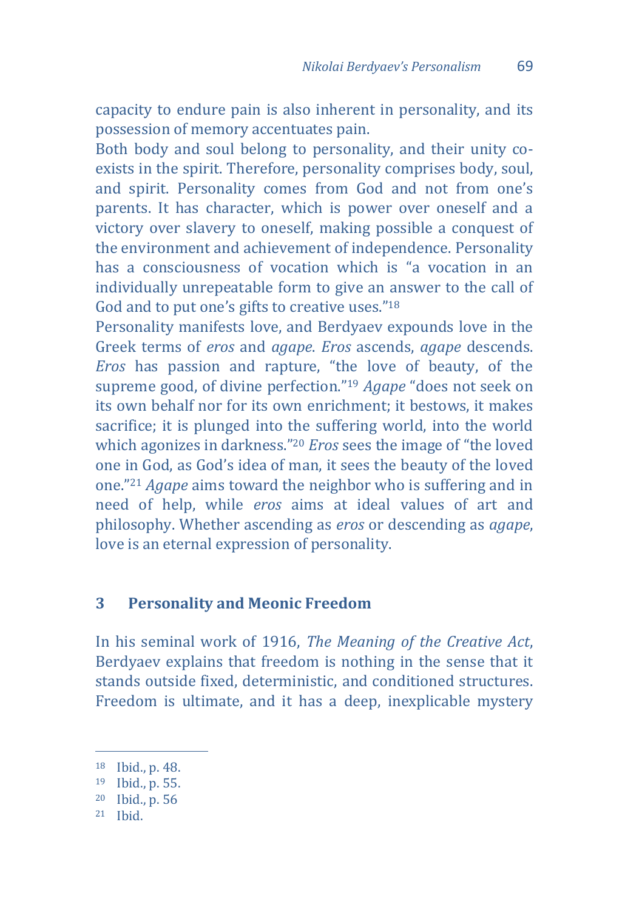capacity to endure pain is also inherent in personality, and its possession of memory accentuates pain.

Both body and soul belong to personality, and their unity co-exists in the spirit. Therefore, personality comprises body, soul, and spirit. Personality comes from God and not from one's parents. It has character, which is power over oneself and a victory over slavery to oneself, making possible a conquest of the environment and achievement of independence. Personality has a consciousness of vocation which is "a vocation in an individually unrepeatable form to give an answer to the call of God and to put one's gifts to creative uses."[18]

Personality manifests love, and Berdyaev expounds love in the Greek terms of *eros* and *agape*. *Eros* ascends, *agape* descends. *Eros* has passion and rapture, "the love of beauty, of the supreme good, of divine perfection."[19] *Agape* "does not seek on its own behalf nor for its own enrichment; it bestows, it makes sacrifice; it is plunged into the suffering world, into the world which agonizes in darkness."[20] *Eros* sees the image of "the loved one in God, as God's idea of man, it sees the beauty of the loved one."[21] *Agape* aims toward the neighbor who is suffering and in need of help, while *eros* aims at ideal values of art and philosophy. Whether ascending as *eros* or descending as *agape*, love is an eternal expression of personality.

## 3 Personality and Meonic Freedom

In his seminal work of 1916, *The Meaning of the Creative Act*, Berdyaev explains that freedom is nothing in the sense that it stands outside fixed, deterministic, and conditioned structures. Freedom is ultimate, and it has a deep, inexplicable mystery

---

[18] Ibid., p. 48.

[19] Ibid., p. 55.

[20] Ibid., p. 56

[21] Ibid.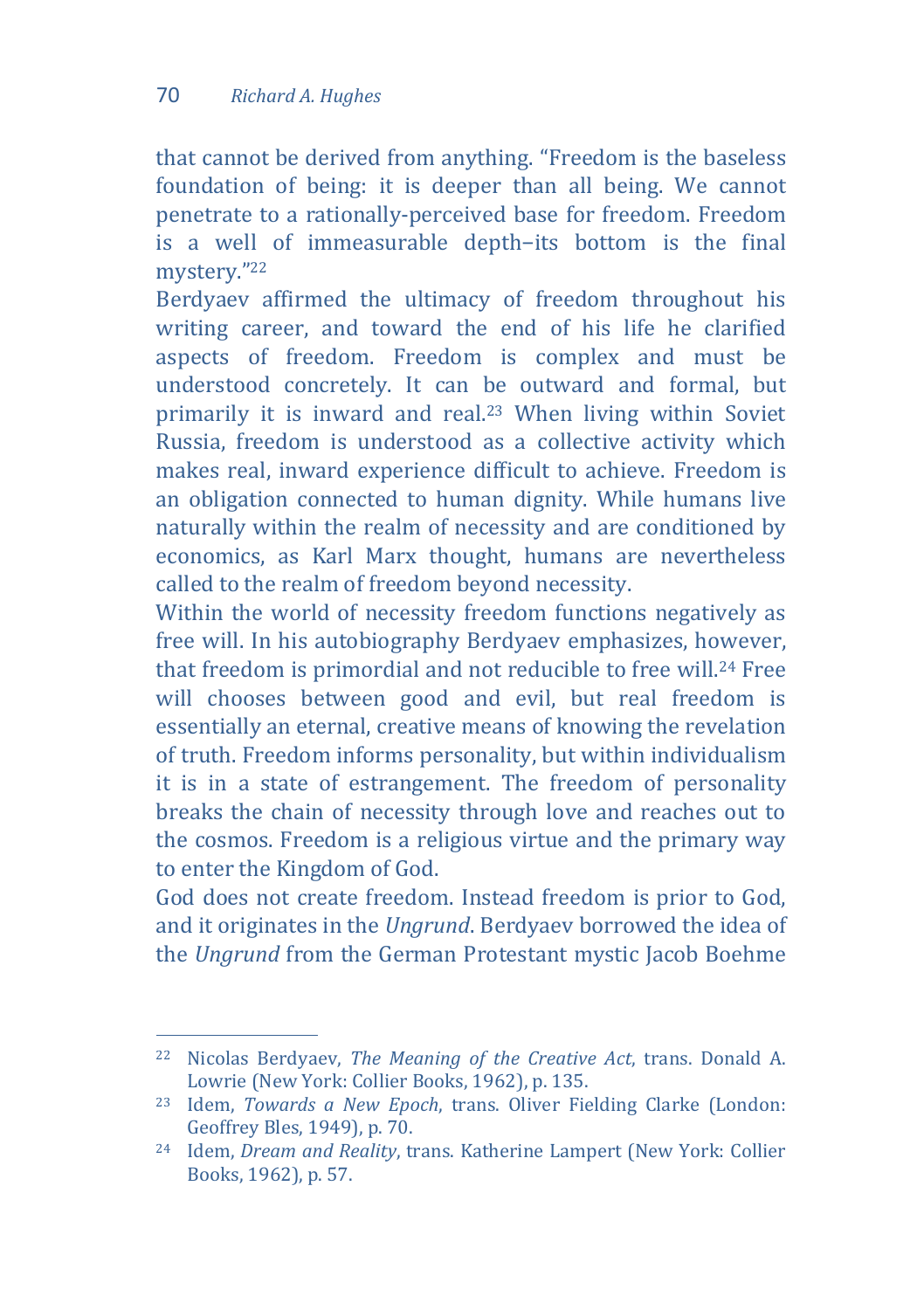that cannot be derived from anything. “Freedom is the baseless foundation of being: it is deeper than all being. We cannot penetrate to a rationally-perceived base for freedom. Freedom is a well of immeasurable depth–its bottom is the final mystery.”[22]

Berdyaev affirmed the ultimacy of freedom throughout his writing career, and toward the end of his life he clarified aspects of freedom. Freedom is complex and must be understood concretely. It can be outward and formal, but primarily it is inward and real.[23] When living within Soviet Russia, freedom is understood as a collective activity which makes real, inward experience difficult to achieve. Freedom is an obligation connected to human dignity. While humans live naturally within the realm of necessity and are conditioned by economics, as Karl Marx thought, humans are nevertheless called to the realm of freedom beyond necessity.

Within the world of necessity freedom functions negatively as free will. In his autobiography Berdyaev emphasizes, however, that freedom is primordial and not reducible to free will.[24] Free will chooses between good and evil, but real freedom is essentially an eternal, creative means of knowing the revelation of truth. Freedom informs personality, but within individualism it is in a state of estrangement. The freedom of personality breaks the chain of necessity through love and reaches out to the cosmos. Freedom is a religious virtue and the primary way to enter the Kingdom of God.

God does not create freedom. Instead freedom is prior to God, and it originates in the *Ungrund*. Berdyaev borrowed the idea of the *Ungrund* from the German Protestant mystic Jacob Boehme

---

[22] Nicolas Berdyaev, *The Meaning of the Creative Act*, trans. Donald A. Lowrie (New York: Collier Books, 1962), p. 135.

[23] Idem, *Towards a New Epoch*, trans. Oliver Fielding Clarke (London: Geoffrey Bles, 1949), p. 70.

[24] Idem, *Dream and Reality*, trans. Katherine Lampert (New York: Collier Books, 1962), p. 57.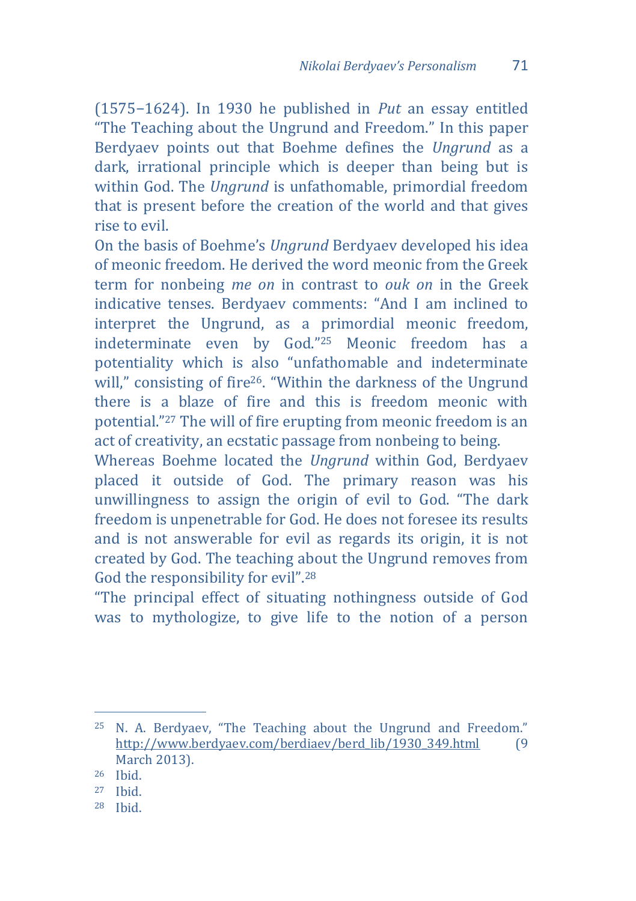(1575–1624). In 1930 he published in *Put* an essay entitled "The Teaching about the Ungrund and Freedom." In this paper Berdyaev points out that Boehme defines the *Ungrund* as a dark, irrational principle which is deeper than being but is within God. The *Ungrund* is unfathomable, primordial freedom that is present before the creation of the world and that gives rise to evil.

On the basis of Boehme's *Ungrund* Berdyaev developed his idea of meonic freedom. He derived the word meonic from the Greek term for nonbeing *me on* in contrast to *ouk on* in the Greek indicative tenses. Berdyaev comments: "And I am inclined to interpret the Ungrund, as a primordial meonic freedom, indeterminate even by God."[25] Meonic freedom has a potentiality which is also "unfathomable and indeterminate will," consisting of fire[26]. "Within the darkness of the Ungrund there is a blaze of fire and this is freedom meonic with potential."[27] The will of fire erupting from meonic freedom is an act of creativity, an ecstatic passage from nonbeing to being.

Whereas Boehme located the *Ungrund* within God, Berdyaev placed it outside of God. The primary reason was his unwillingness to assign the origin of evil to God. "The dark freedom is unpenetrable for God. He does not foresee its results and is not answerable for evil as regards its origin, it is not created by God. The teaching about the Ungrund removes from God the responsibility for evil".[28]

"The principal effect of situating nothingness outside of God was to mythologize, to give life to the notion of a person

---

[25] N. A. Berdyaev, "The Teaching about the Ungrund and Freedom." http://www.berdyaev.com/berdiaev/berd_lib/1930_349.html (9 March 2013).

[26] Ibid.

[27] Ibid.

[28] Ibid.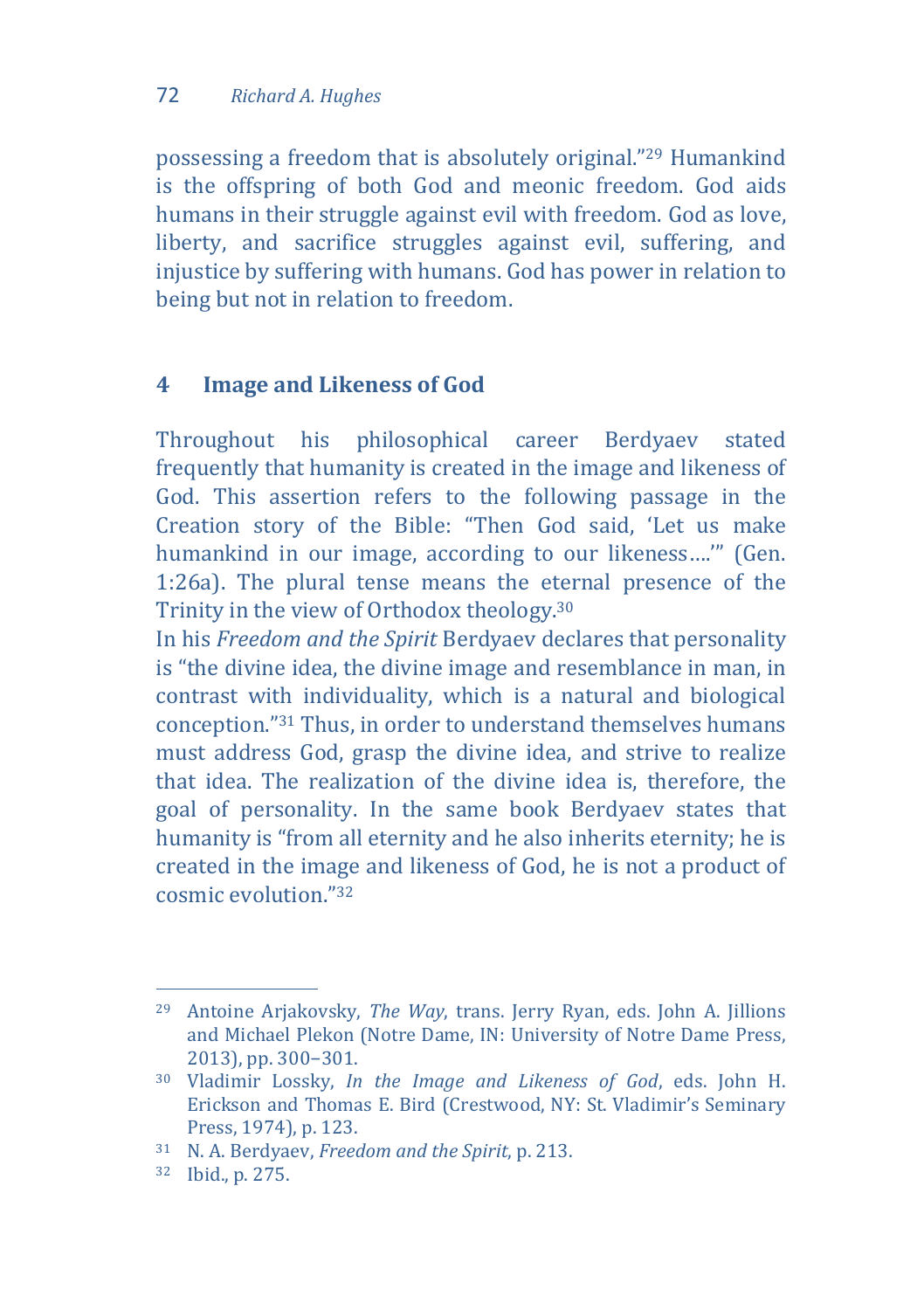possessing a freedom that is absolutely original."[29] Humankind is the offspring of both God and meonic freedom. God aids humans in their struggle against evil with freedom. God as love, liberty, and sacrifice struggles against evil, suffering, and injustice by suffering with humans. God has power in relation to being but not in relation to freedom.

## 4 Image and Likeness of God

Throughout his philosophical career Berdyaev stated frequently that humanity is created in the image and likeness of God. This assertion refers to the following passage in the Creation story of the Bible: "Then God said, 'Let us make humankind in our image, according to our likeness….'" (Gen. 1:26a). The plural tense means the eternal presence of the Trinity in the view of Orthodox theology.[30]

In his *Freedom and the Spirit* Berdyaev declares that personality is "the divine idea, the divine image and resemblance in man, in contrast with individuality, which is a natural and biological conception."[31] Thus, in order to understand themselves humans must address God, grasp the divine idea, and strive to realize that idea. The realization of the divine idea is, therefore, the goal of personality. In the same book Berdyaev states that humanity is "from all eternity and he also inherits eternity; he is created in the image and likeness of God, he is not a product of cosmic evolution."[32]

---

[29] Antoine Arjakovsky, *The Way*, trans. Jerry Ryan, eds. John A. Jillions and Michael Plekon (Notre Dame, IN: University of Notre Dame Press, 2013), pp. 300–301.

[30] Vladimir Lossky, *In the Image and Likeness of God*, eds. John H. Erickson and Thomas E. Bird (Crestwood, NY: St. Vladimir's Seminary Press, 1974), p. 123.

[31] N. A. Berdyaev, *Freedom and the Spirit*, p. 213.

[32] Ibid., p. 275.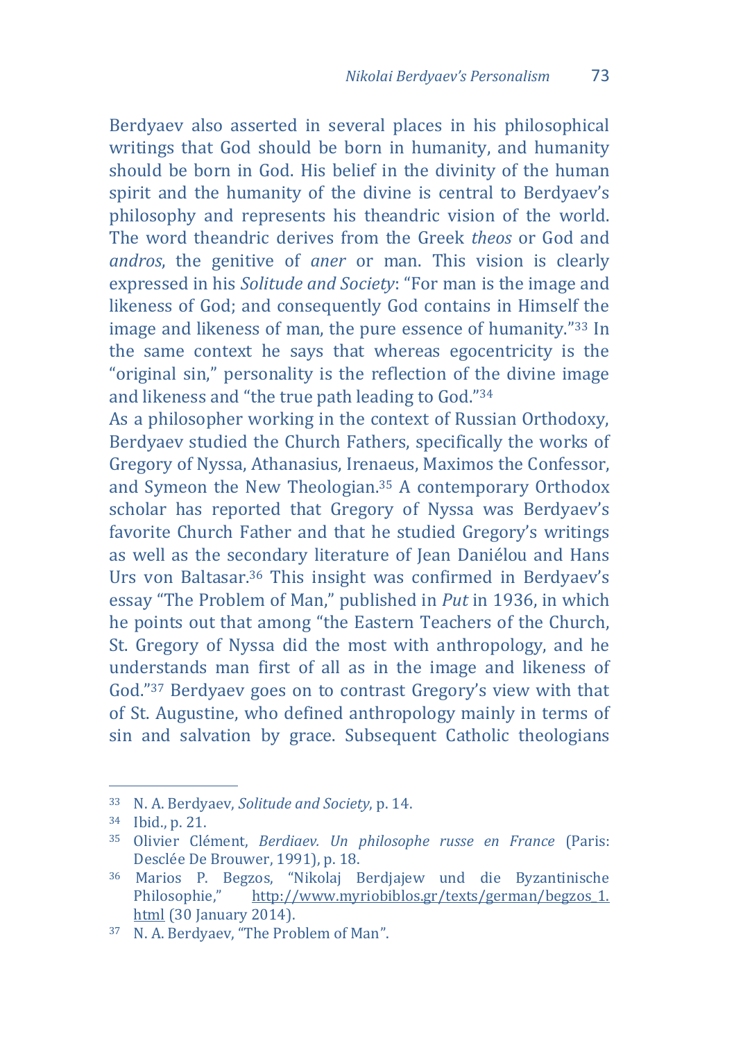Berdyaev also asserted in several places in his philosophical writings that God should be born in humanity, and humanity should be born in God. His belief in the divinity of the human spirit and the humanity of the divine is central to Berdyaev's philosophy and represents his theandric vision of the world. The word theandric derives from the Greek *theos* or God and *andros*, the genitive of *aner* or man. This vision is clearly expressed in his *Solitude and Society*: "For man is the image and likeness of God; and consequently God contains in Himself the image and likeness of man, the pure essence of humanity."[33] In the same context he says that whereas egocentricity is the "original sin," personality is the reflection of the divine image and likeness and "the true path leading to God."[34]

As a philosopher working in the context of Russian Orthodoxy, Berdyaev studied the Church Fathers, specifically the works of Gregory of Nyssa, Athanasius, Irenaeus, Maximos the Confessor, and Symeon the New Theologian.[35] A contemporary Orthodox scholar has reported that Gregory of Nyssa was Berdyaev's favorite Church Father and that he studied Gregory's writings as well as the secondary literature of Jean Daniélou and Hans Urs von Baltasar.[36] This insight was confirmed in Berdyaev's essay "The Problem of Man," published in *Put* in 1936, in which he points out that among "the Eastern Teachers of the Church, St. Gregory of Nyssa did the most with anthropology, and he understands man first of all as in the image and likeness of God."[37] Berdyaev goes on to contrast Gregory's view with that of St. Augustine, who defined anthropology mainly in terms of sin and salvation by grace. Subsequent Catholic theologians

---

[33] N. A. Berdyaev, *Solitude and Society*, p. 14.

[34] Ibid., p. 21.

[35] Olivier Clément, *Berdiaev. Un philosophe russe en France* (Paris: Desclée De Brouwer, 1991), p. 18.

[36] Marios P. Begzos, "Nikolaj Berdjajew und die Byzantinische Philosophie," http://www.myriobiblos.gr/texts/german/begzos_1.html (30 January 2014).

[37] N. A. Berdyaev, "The Problem of Man".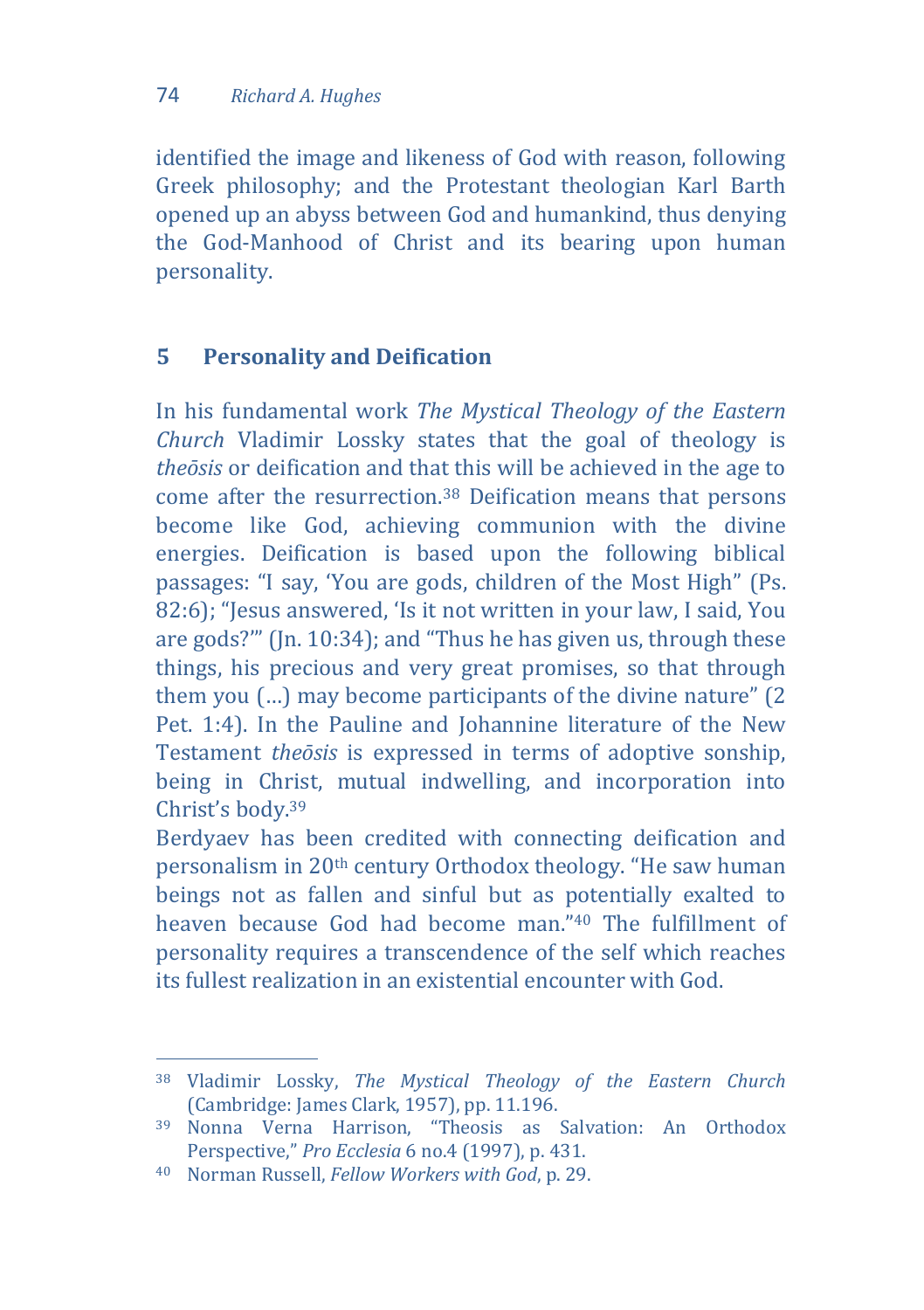identified the image and likeness of God with reason, following Greek philosophy; and the Protestant theologian Karl Barth opened up an abyss between God and humankind, thus denying the God-Manhood of Christ and its bearing upon human personality.

## 5 Personality and Deification

In his fundamental work *The Mystical Theology of the Eastern Church* Vladimir Lossky states that the goal of theology is *theōsis* or deification and that this will be achieved in the age to come after the resurrection.[38] Deification means that persons become like God, achieving communion with the divine energies. Deification is based upon the following biblical passages: "I say, 'You are gods, children of the Most High" (Ps. 82:6); "Jesus answered, 'Is it not written in your law, I said, You are gods?'" (Jn. 10:34); and "Thus he has given us, through these things, his precious and very great promises, so that through them you (…) may become participants of the divine nature" (2 Pet. 1:4). In the Pauline and Johannine literature of the New Testament *theōsis* is expressed in terms of adoptive sonship, being in Christ, mutual indwelling, and incorporation into Christ's body.[39]

Berdyaev has been credited with connecting deification and personalism in 20th century Orthodox theology. "He saw human beings not as fallen and sinful but as potentially exalted to heaven because God had become man."[40] The fulfillment of personality requires a transcendence of the self which reaches its fullest realization in an existential encounter with God.

---

[38] Vladimir Lossky, *The Mystical Theology of the Eastern Church* (Cambridge: James Clark, 1957), pp. 11.196.

[39] Nonna Verna Harrison, "Theosis as Salvation: An Orthodox Perspective," *Pro Ecclesia* 6 no.4 (1997), p. 431.

[40] Norman Russell, *Fellow Workers with God*, p. 29.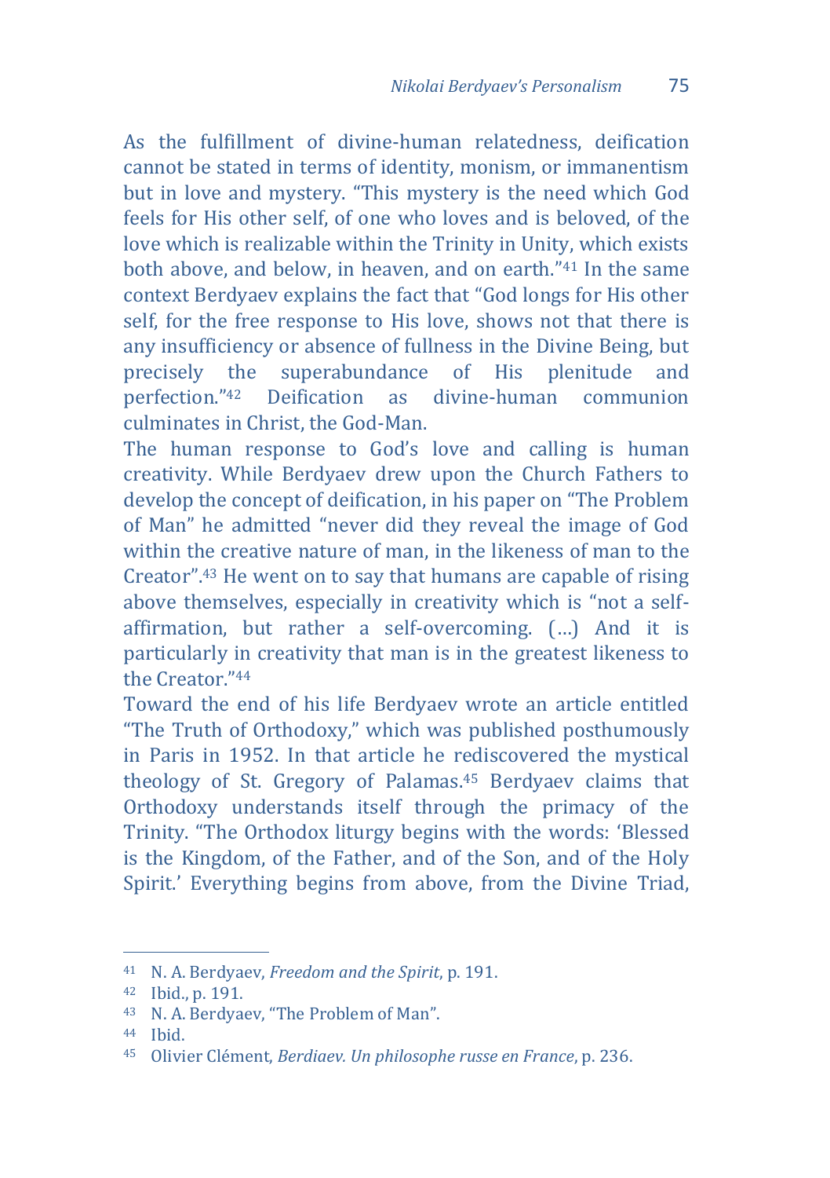As the fulfillment of divine-human relatedness, deification cannot be stated in terms of identity, monism, or immanentism but in love and mystery. "This mystery is the need which God feels for His other self, of one who loves and is beloved, of the love which is realizable within the Trinity in Unity, which exists both above, and below, in heaven, and on earth."[41] In the same context Berdyaev explains the fact that "God longs for His other self, for the free response to His love, shows not that there is any insufficiency or absence of fullness in the Divine Being, but precisely the superabundance of His plenitude and perfection."[42] Deification as divine-human communion culminates in Christ, the God-Man.

The human response to God's love and calling is human creativity. While Berdyaev drew upon the Church Fathers to develop the concept of deification, in his paper on "The Problem of Man" he admitted "never did they reveal the image of God within the creative nature of man, in the likeness of man to the Creator".[43] He went on to say that humans are capable of rising above themselves, especially in creativity which is "not a self-affirmation, but rather a self-overcoming. (…) And it is particularly in creativity that man is in the greatest likeness to the Creator."[44]

Toward the end of his life Berdyaev wrote an article entitled "The Truth of Orthodoxy," which was published posthumously in Paris in 1952. In that article he rediscovered the mystical theology of St. Gregory of Palamas.[45] Berdyaev claims that Orthodoxy understands itself through the primacy of the Trinity. "The Orthodox liturgy begins with the words: 'Blessed is the Kingdom, of the Father, and of the Son, and of the Holy Spirit.' Everything begins from above, from the Divine Triad,

---

[41] N. A. Berdyaev, *Freedom and the Spirit*, p. 191.

[42] Ibid., p. 191.

[43] N. A. Berdyaev, "The Problem of Man".

[44] Ibid.

[45] Olivier Clément, *Berdiaev. Un philosophe russe en France*, p. 236.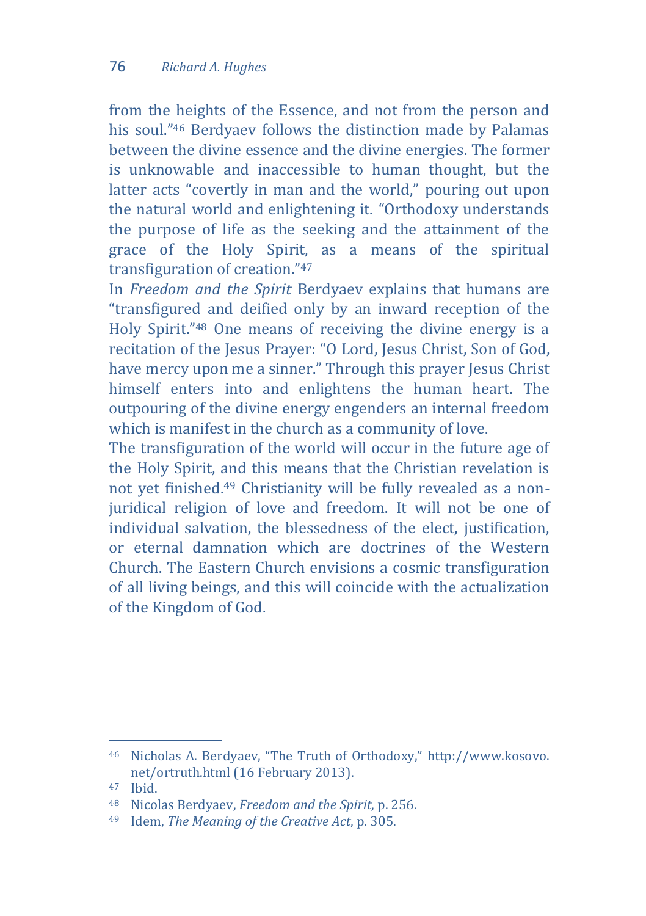from the heights of the Essence, and not from the person and his soul."[46] Berdyaev follows the distinction made by Palamas between the divine essence and the divine energies. The former is unknowable and inaccessible to human thought, but the latter acts "covertly in man and the world," pouring out upon the natural world and enlightening it. "Orthodoxy understands the purpose of life as the seeking and the attainment of the grace of the Holy Spirit, as a means of the spiritual transfiguration of creation."[47]

In *Freedom and the Spirit* Berdyaev explains that humans are "transfigured and deified only by an inward reception of the Holy Spirit."[48] One means of receiving the divine energy is a recitation of the Jesus Prayer: "O Lord, Jesus Christ, Son of God, have mercy upon me a sinner." Through this prayer Jesus Christ himself enters into and enlightens the human heart. The outpouring of the divine energy engenders an internal freedom which is manifest in the church as a community of love.

The transfiguration of the world will occur in the future age of the Holy Spirit, and this means that the Christian revelation is not yet finished.[49] Christianity will be fully revealed as a non-juridical religion of love and freedom. It will not be one of individual salvation, the blessedness of the elect, justification, or eternal damnation which are doctrines of the Western Church. The Eastern Church envisions a cosmic transfiguration of all living beings, and this will coincide with the actualization of the Kingdom of God.

---

[46] Nicholas A. Berdyaev, "The Truth of Orthodoxy," http://www.kosovo.net/ortruth.html (16 February 2013).

[47] Ibid.

[48] Nicolas Berdyaev, *Freedom and the Spirit*, p. 256.

[49] Idem, *The Meaning of the Creative Act*, p. 305.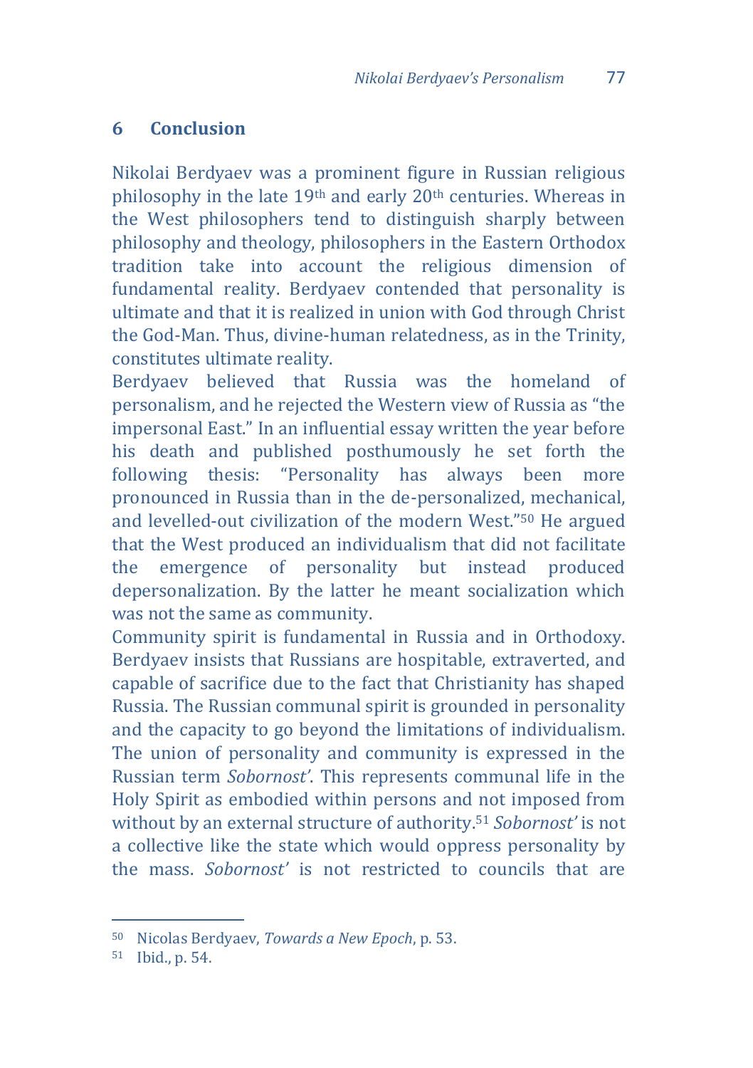## 6 Conclusion

Nikolai Berdyaev was a prominent figure in Russian religious philosophy in the late 19th and early 20th centuries. Whereas in the West philosophers tend to distinguish sharply between philosophy and theology, philosophers in the Eastern Orthodox tradition take into account the religious dimension of fundamental reality. Berdyaev contended that personality is ultimate and that it is realized in union with God through Christ the God-Man. Thus, divine-human relatedness, as in the Trinity, constitutes ultimate reality.

Berdyaev believed that Russia was the homeland of personalism, and he rejected the Western view of Russia as "the impersonal East." In an influential essay written the year before his death and published posthumously he set forth the following thesis: "Personality has always been more pronounced in Russia than in the de-personalized, mechanical, and levelled-out civilization of the modern West."[50] He argued that the West produced an individualism that did not facilitate the emergence of personality but instead produced depersonalization. By the latter he meant socialization which was not the same as community.

Community spirit is fundamental in Russia and in Orthodoxy. Berdyaev insists that Russians are hospitable, extraverted, and capable of sacrifice due to the fact that Christianity has shaped Russia. The Russian communal spirit is grounded in personality and the capacity to go beyond the limitations of individualism. The union of personality and community is expressed in the Russian term *Sobornost'*. This represents communal life in the Holy Spirit as embodied within persons and not imposed from without by an external structure of authority.[51] *Sobornost'* is not a collective like the state which would oppress personality by the mass. *Sobornost'* is not restricted to councils that are

---

[50] Nicolas Berdyaev, *Towards a New Epoch*, p. 53.

[51] Ibid., p. 54.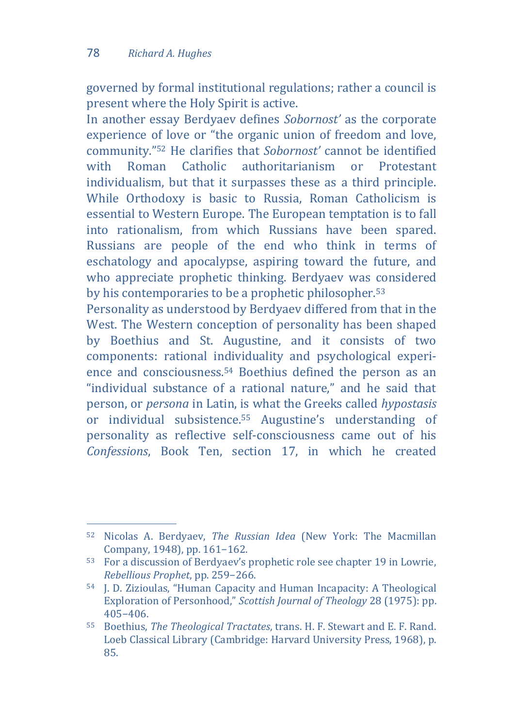governed by formal institutional regulations; rather a council is present where the Holy Spirit is active.

In another essay Berdyaev defines *Sobornost'* as the corporate experience of love or "the organic union of freedom and love, community."[52] He clarifies that *Sobornost'* cannot be identified with Roman Catholic authoritarianism or Protestant individualism, but that it surpasses these as a third principle. While Orthodoxy is basic to Russia, Roman Catholicism is essential to Western Europe. The European temptation is to fall into rationalism, from which Russians have been spared. Russians are people of the end who think in terms of eschatology and apocalypse, aspiring toward the future, and who appreciate prophetic thinking. Berdyaev was considered by his contemporaries to be a prophetic philosopher.[53]

Personality as understood by Berdyaev differed from that in the West. The Western conception of personality has been shaped by Boethius and St. Augustine, and it consists of two components: rational individuality and psychological experience and consciousness.[54] Boethius defined the person as an "individual substance of a rational nature," and he said that person, or *persona* in Latin, is what the Greeks called *hypostasis* or individual subsistence.[55] Augustine's understanding of personality as reflective self-consciousness came out of his *Confessions*, Book Ten, section 17, in which he created

---

[52] Nicolas A. Berdyaev, *The Russian Idea* (New York: The Macmillan Company, 1948), pp. 161–162.

[53] For a discussion of Berdyaev's prophetic role see chapter 19 in Lowrie, *Rebellious Prophet*, pp. 259–266.

[54] J. D. Zizioulas, "Human Capacity and Human Incapacity: A Theological Exploration of Personhood," *Scottish Journal of Theology* 28 (1975): pp. 405–406.

[55] Boethius, *The Theological Tractates*, trans. H. F. Stewart and E. F. Rand. Loeb Classical Library (Cambridge: Harvard University Press, 1968), p. 85.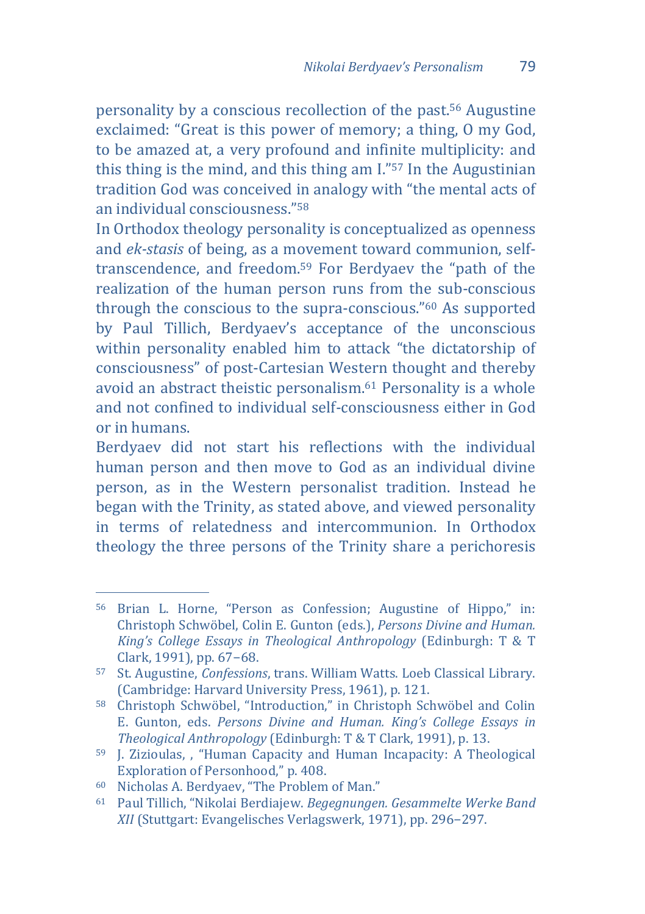personality by a conscious recollection of the past.[56] Augustine exclaimed: "Great is this power of memory; a thing, O my God, to be amazed at, a very profound and infinite multiplicity: and this thing is the mind, and this thing am I."[57] In the Augustinian tradition God was conceived in analogy with "the mental acts of an individual consciousness."[58]

In Orthodox theology personality is conceptualized as openness and *ek-stasis* of being, as a movement toward communion, self-transcendence, and freedom.[59] For Berdyaev the "path of the realization of the human person runs from the sub-conscious through the conscious to the supra-conscious."[60] As supported by Paul Tillich, Berdyaev's acceptance of the unconscious within personality enabled him to attack "the dictatorship of consciousness" of post-Cartesian Western thought and thereby avoid an abstract theistic personalism.[61] Personality is a whole and not confined to individual self-consciousness either in God or in humans.

Berdyaev did not start his reflections with the individual human person and then move to God as an individual divine person, as in the Western personalist tradition. Instead he began with the Trinity, as stated above, and viewed personality in terms of relatedness and intercommunion. In Orthodox theology the three persons of the Trinity share a perichoresis

---

56 Brian L. Horne, "Person as Confession; Augustine of Hippo," in: Christoph Schwöbel, Colin E. Gunton (eds.), *Persons Divine and Human. King's College Essays in Theological Anthropology* (Edinburgh: T & T Clark, 1991), pp. 67–68.

57 St. Augustine, *Confessions*, trans. William Watts. Loeb Classical Library. (Cambridge: Harvard University Press, 1961), p. 121.

58 Christoph Schwöbel, "Introduction," in Christoph Schwöbel and Colin E. Gunton, eds. *Persons Divine and Human. King's College Essays in Theological Anthropology* (Edinburgh: T & T Clark, 1991), p. 13.

59 J. Zizioulas, , "Human Capacity and Human Incapacity: A Theological Exploration of Personhood," p. 408.

60 Nicholas A. Berdyaev, "The Problem of Man."

61 Paul Tillich, "Nikolai Berdiajew. *Begegnungen. Gesammelte Werke Band XII* (Stuttgart: Evangelisches Verlagswerk, 1971), pp. 296–297.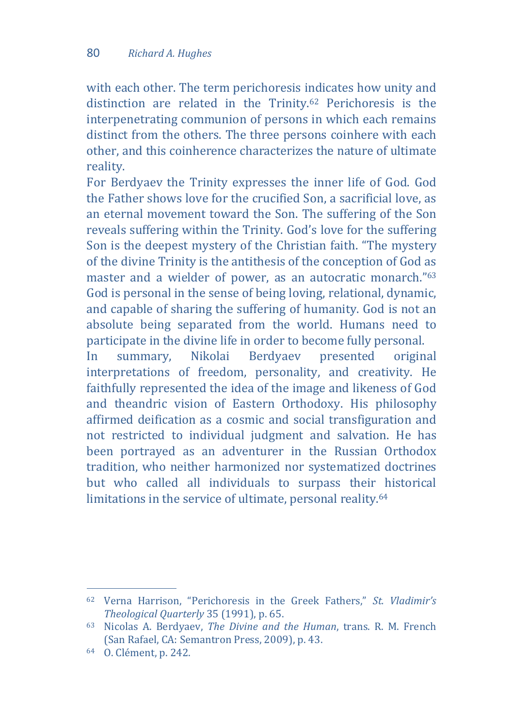with each other. The term perichoresis indicates how unity and distinction are related in the Trinity.[62] Perichoresis is the interpenetrating communion of persons in which each remains distinct from the others. The three persons coinhere with each other, and this coinherence characterizes the nature of ultimate reality.

For Berdyaev the Trinity expresses the inner life of God. God the Father shows love for the crucified Son, a sacrificial love, as an eternal movement toward the Son. The suffering of the Son reveals suffering within the Trinity. God's love for the suffering Son is the deepest mystery of the Christian faith. "The mystery of the divine Trinity is the antithesis of the conception of God as master and a wielder of power, as an autocratic monarch."[63] God is personal in the sense of being loving, relational, dynamic, and capable of sharing the suffering of humanity. God is not an absolute being separated from the world. Humans need to participate in the divine life in order to become fully personal.

In summary, Nikolai Berdyaev presented original interpretations of freedom, personality, and creativity. He faithfully represented the idea of the image and likeness of God and theandric vision of Eastern Orthodoxy. His philosophy affirmed deification as a cosmic and social transfiguration and not restricted to individual judgment and salvation. He has been portrayed as an adventurer in the Russian Orthodox tradition, who neither harmonized nor systematized doctrines but who called all individuals to surpass their historical limitations in the service of ultimate, personal reality.[64]

---

[62] Verna Harrison, "Perichoresis in the Greek Fathers," *St. Vladimir's Theological Quarterly* 35 (1991), p. 65.

[63] Nicolas A. Berdyaev, *The Divine and the Human*, trans. R. M. French (San Rafael, CA: Semantron Press, 2009), p. 43.

[64] O. Clément, p. 242.